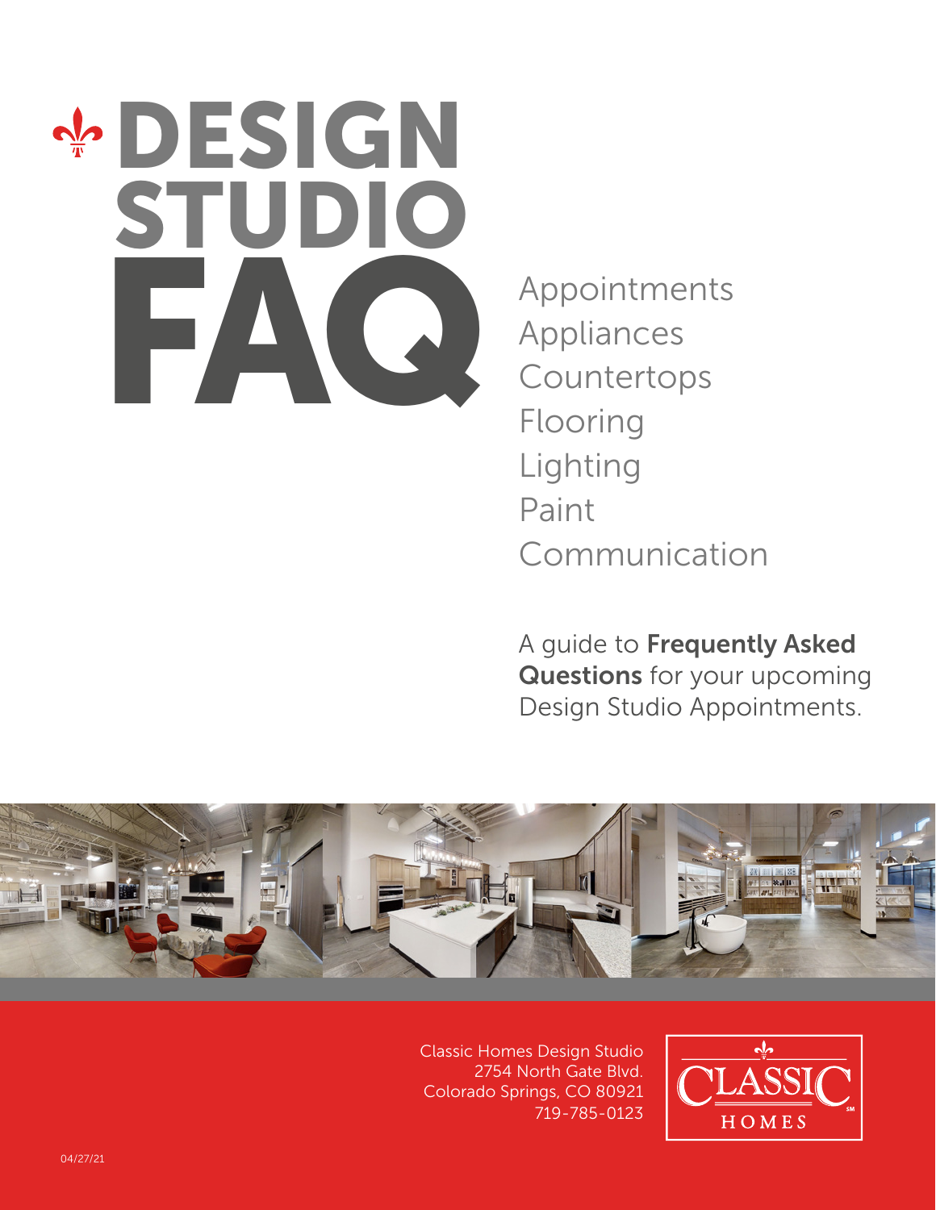# DESIGN STUDIO FAQ

Appointments
Appliances
Countertops
Flooring
Lighting
Paint
Communication

A guide to **Frequently Asked Questions** for your upcoming Design Studio Appointments.

Classic Homes Design Studio
2754 North Gate Blvd.
Colorado Springs, CO 80921
719-785-0123

CLASSIC HOMES

04/27/21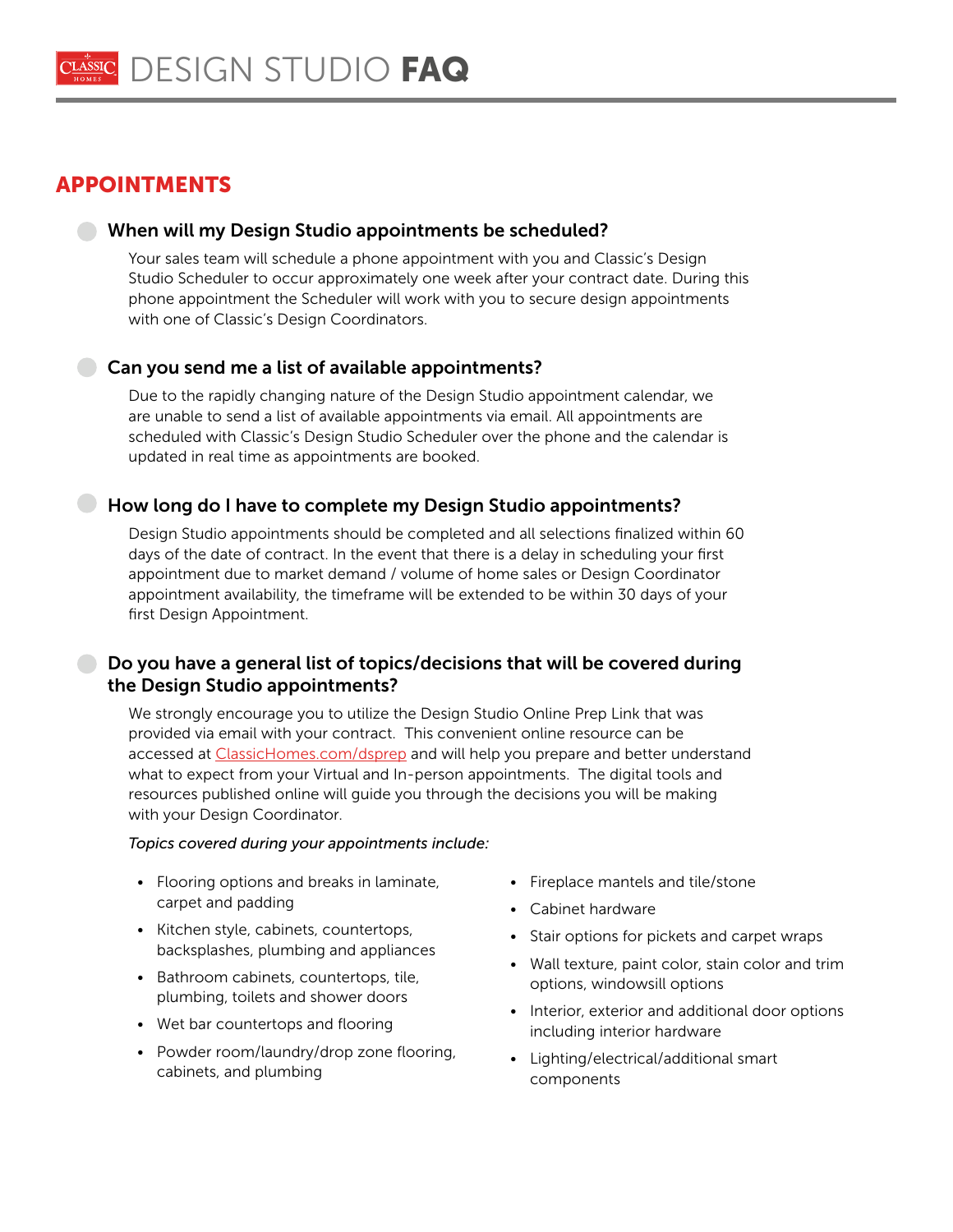# DESIGN STUDIO **FAQ**

## APPOINTMENTS

### When will my Design Studio appointments be scheduled?

Your sales team will schedule a phone appointment with you and Classic's Design Studio Scheduler to occur approximately one week after your contract date. During this phone appointment the Scheduler will work with you to secure design appointments with one of Classic's Design Coordinators.

### Can you send me a list of available appointments?

Due to the rapidly changing nature of the Design Studio appointment calendar, we are unable to send a list of available appointments via email. All appointments are scheduled with Classic's Design Studio Scheduler over the phone and the calendar is updated in real time as appointments are booked.

### How long do I have to complete my Design Studio appointments?

Design Studio appointments should be completed and all selections finalized within 60 days of the date of contract. In the event that there is a delay in scheduling your first appointment due to market demand / volume of home sales or Design Coordinator appointment availability, the timeframe will be extended to be within 30 days of your first Design Appointment.

### Do you have a general list of topics/decisions that will be covered during the Design Studio appointments?

We strongly encourage you to utilize the Design Studio Online Prep Link that was provided via email with your contract. This convenient online resource can be accessed at ClassicHomes.com/dsprep and will help you prepare and better understand what to expect from your Virtual and In-person appointments. The digital tools and resources published online will guide you through the decisions you will be making with your Design Coordinator.

*Topics covered during your appointments include:*

- Flooring options and breaks in laminate, carpet and padding
- Kitchen style, cabinets, countertops, backsplashes, plumbing and appliances
- Bathroom cabinets, countertops, tile, plumbing, toilets and shower doors
- Wet bar countertops and flooring
- Powder room/laundry/drop zone flooring, cabinets, and plumbing
- Fireplace mantels and tile/stone
- Cabinet hardware
- Stair options for pickets and carpet wraps
- Wall texture, paint color, stain color and trim options, windowsill options
- Interior, exterior and additional door options including interior hardware
- Lighting/electrical/additional smart components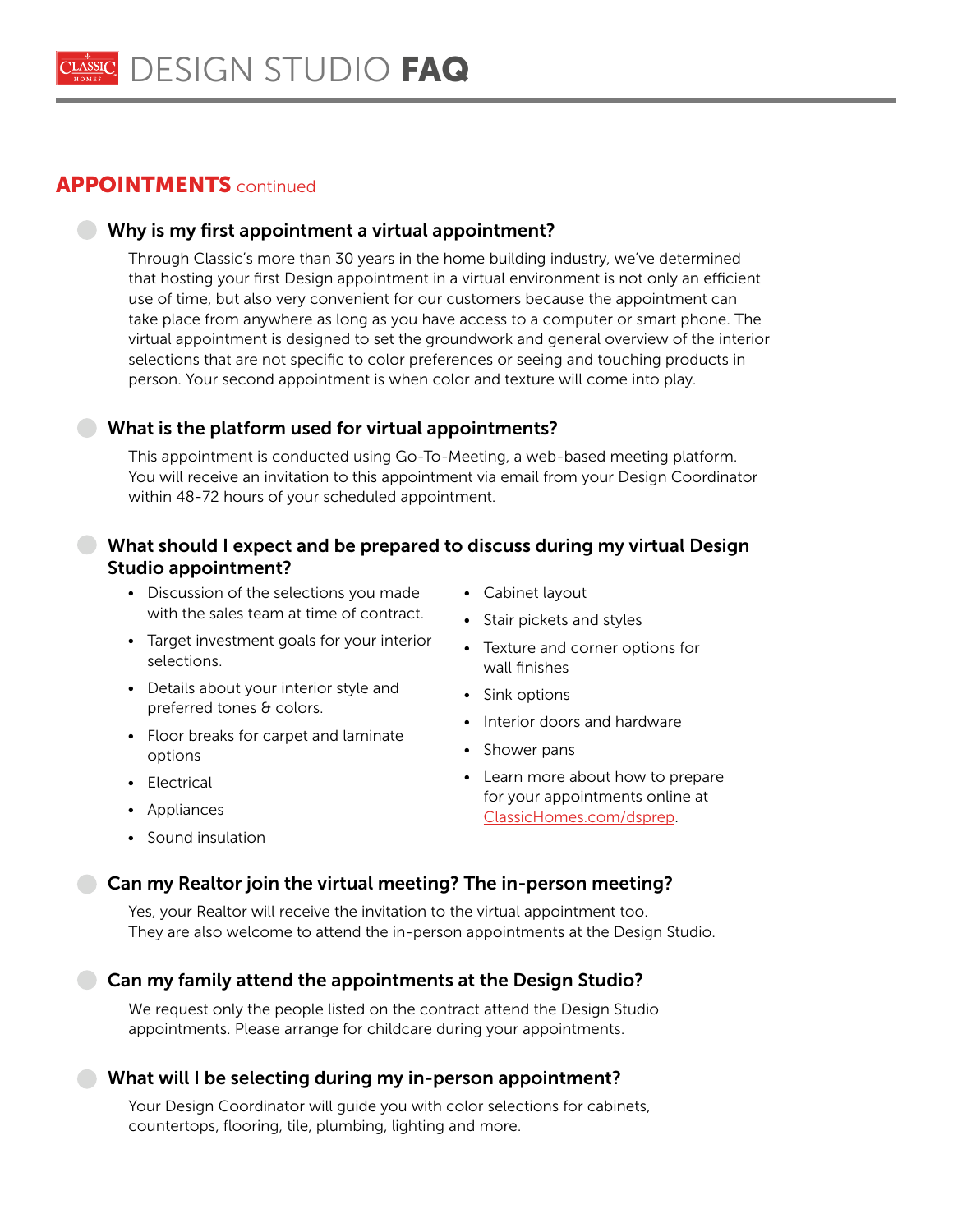# DESIGN STUDIO **FAQ**

## APPOINTMENTS continued

### Why is my first appointment a virtual appointment?

Through Classic's more than 30 years in the home building industry, we've determined that hosting your first Design appointment in a virtual environment is not only an efficient use of time, but also very convenient for our customers because the appointment can take place from anywhere as long as you have access to a computer or smart phone. The virtual appointment is designed to set the groundwork and general overview of the interior selections that are not specific to color preferences or seeing and touching products in person. Your second appointment is when color and texture will come into play.

### What is the platform used for virtual appointments?

This appointment is conducted using Go-To-Meeting, a web-based meeting platform. You will receive an invitation to this appointment via email from your Design Coordinator within 48-72 hours of your scheduled appointment.

### What should I expect and be prepared to discuss during my virtual Design Studio appointment?

- Discussion of the selections you made with the sales team at time of contract.
- Target investment goals for your interior selections.
- Details about your interior style and preferred tones & colors.
- Floor breaks for carpet and laminate options
- Electrical
- Appliances
- Sound insulation
- Cabinet layout
- Stair pickets and styles
- Texture and corner options for wall finishes
- Sink options
- Interior doors and hardware
- Shower pans
- Learn more about how to prepare for your appointments online at ClassicHomes.com/dsprep.

### Can my Realtor join the virtual meeting? The in-person meeting?

Yes, your Realtor will receive the invitation to the virtual appointment too. They are also welcome to attend the in-person appointments at the Design Studio.

### Can my family attend the appointments at the Design Studio?

We request only the people listed on the contract attend the Design Studio appointments. Please arrange for childcare during your appointments.

### What will I be selecting during my in-person appointment?

Your Design Coordinator will guide you with color selections for cabinets, countertops, flooring, tile, plumbing, lighting and more.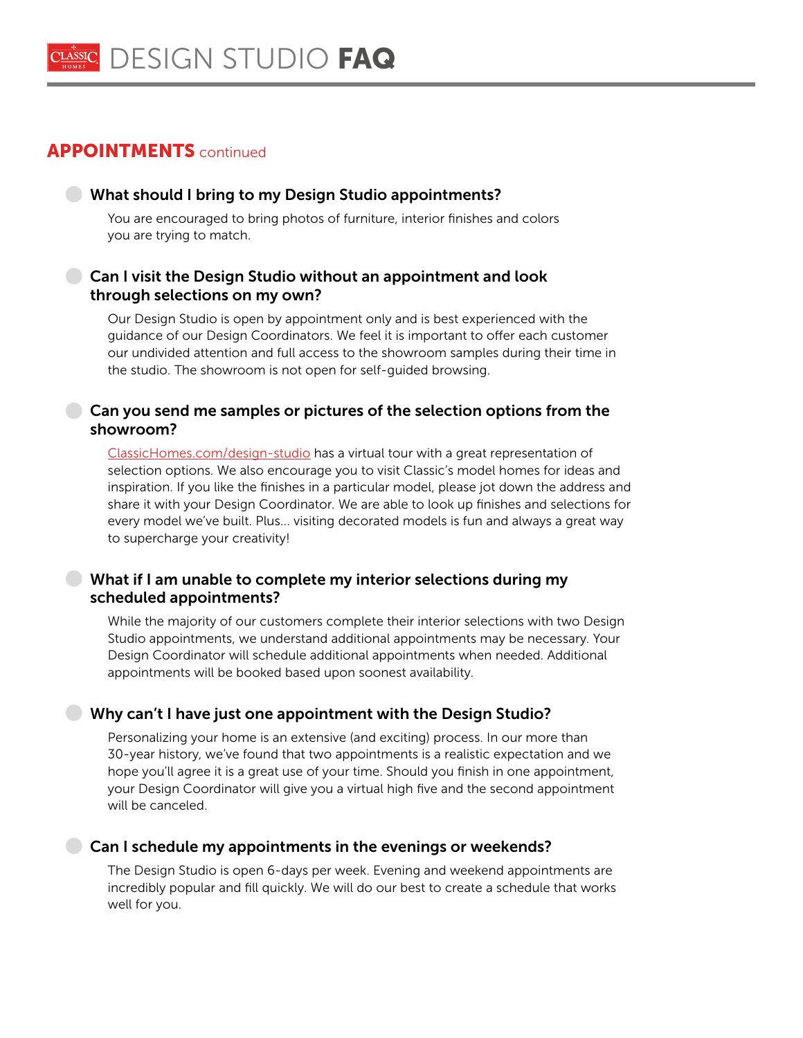## APPOINTMENTS continued

### What should I bring to my Design Studio appointments?

You are encouraged to bring photos of furniture, interior finishes and colors you are trying to match.

### Can I visit the Design Studio without an appointment and look through selections on my own?

Our Design Studio is open by appointment only and is best experienced with the guidance of our Design Coordinators. We feel it is important to offer each customer our undivided attention and full access to the showroom samples during their time in the studio. The showroom is not open for self-guided browsing.

### Can you send me samples or pictures of the selection options from the showroom?

ClassicHomes.com/design-studio has a virtual tour with a great representation of selection options. We also encourage you to visit Classic's model homes for ideas and inspiration. If you like the finishes in a particular model, please jot down the address and share it with your Design Coordinator. We are able to look up finishes and selections for every model we've built. Plus... visiting decorated models is fun and always a great way to supercharge your creativity!

### What if I am unable to complete my interior selections during my scheduled appointments?

While the majority of our customers complete their interior selections with two Design Studio appointments, we understand additional appointments may be necessary. Your Design Coordinator will schedule additional appointments when needed. Additional appointments will be booked based upon soonest availability.

### Why can't I have just one appointment with the Design Studio?

Personalizing your home is an extensive (and exciting) process. In our more than 30-year history, we've found that two appointments is a realistic expectation and we hope you'll agree it is a great use of your time. Should you finish in one appointment, your Design Coordinator will give you a virtual high five and the second appointment will be canceled.

### Can I schedule my appointments in the evenings or weekends?

The Design Studio is open 6-days per week. Evening and weekend appointments are incredibly popular and fill quickly. We will do our best to create a schedule that works well for you.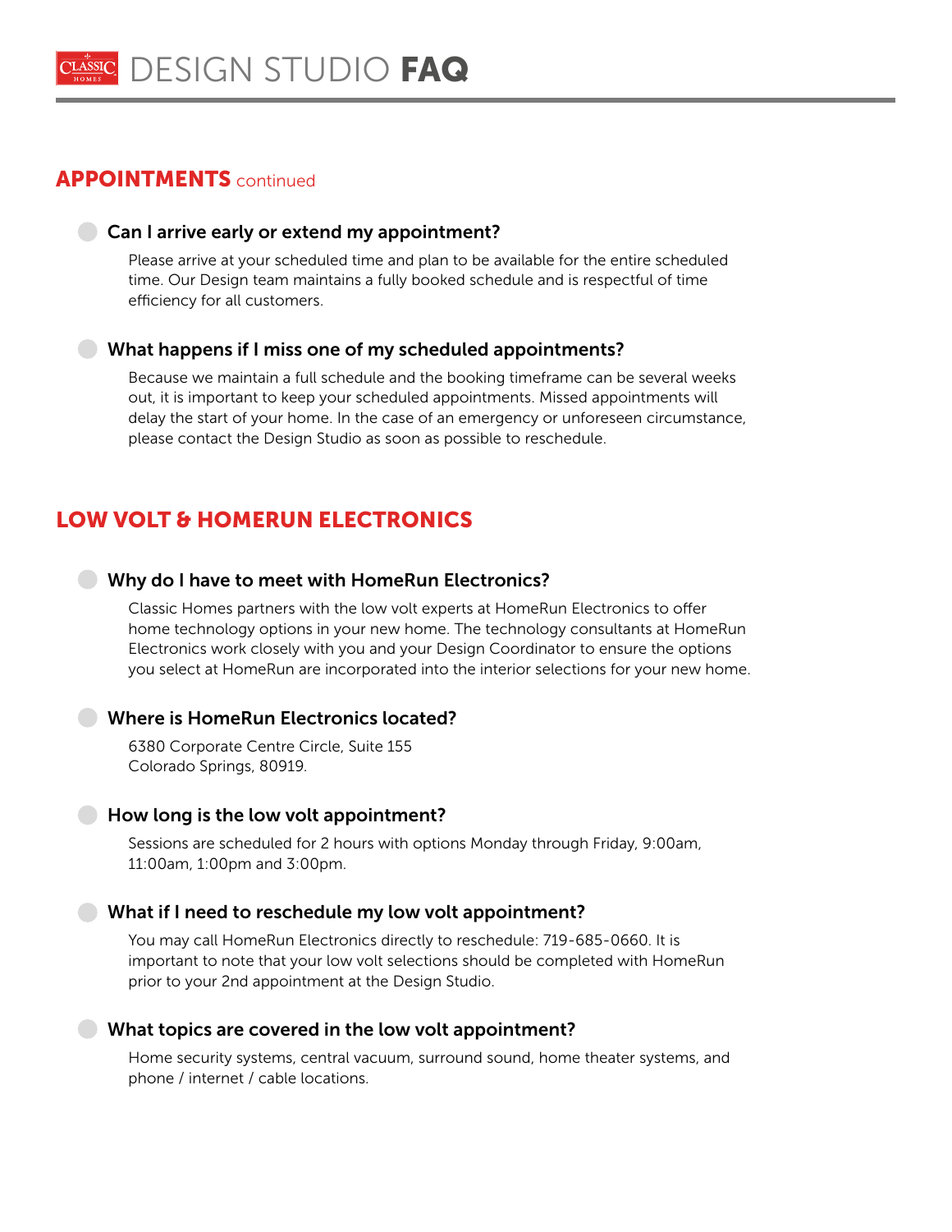# DESIGN STUDIO **FAQ**

## APPOINTMENTS continued

### Can I arrive early or extend my appointment?

Please arrive at your scheduled time and plan to be available for the entire scheduled time. Our Design team maintains a fully booked schedule and is respectful of time efficiency for all customers.

### What happens if I miss one of my scheduled appointments?

Because we maintain a full schedule and the booking timeframe can be several weeks out, it is important to keep your scheduled appointments. Missed appointments will delay the start of your home. In the case of an emergency or unforeseen circumstance, please contact the Design Studio as soon as possible to reschedule.

## LOW VOLT & HOMERUN ELECTRONICS

### Why do I have to meet with HomeRun Electronics?

Classic Homes partners with the low volt experts at HomeRun Electronics to offer home technology options in your new home. The technology consultants at HomeRun Electronics work closely with you and your Design Coordinator to ensure the options you select at HomeRun are incorporated into the interior selections for your new home.

### Where is HomeRun Electronics located?

6380 Corporate Centre Circle, Suite 155
Colorado Springs, 80919.

### How long is the low volt appointment?

Sessions are scheduled for 2 hours with options Monday through Friday, 9:00am, 11:00am, 1:00pm and 3:00pm.

### What if I need to reschedule my low volt appointment?

You may call HomeRun Electronics directly to reschedule: 719-685-0660. It is important to note that your low volt selections should be completed with HomeRun prior to your 2nd appointment at the Design Studio.

### What topics are covered in the low volt appointment?

Home security systems, central vacuum, surround sound, home theater systems, and phone / internet / cable locations.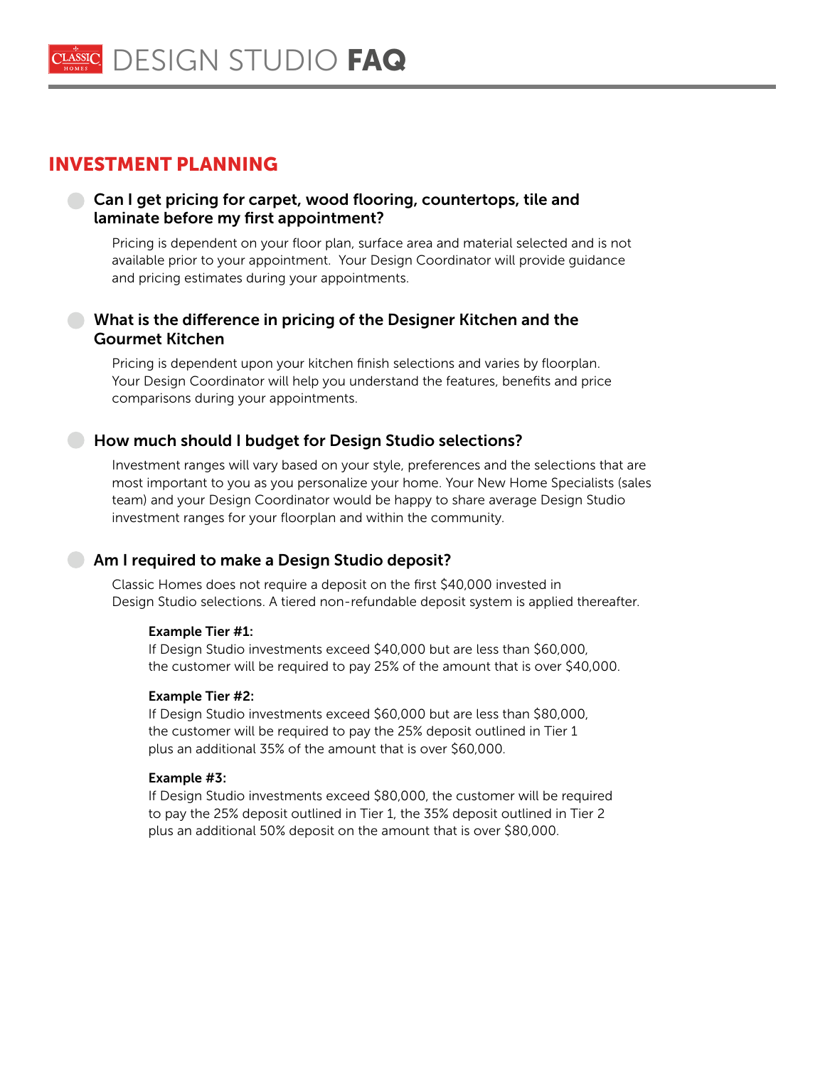# DESIGN STUDIO **FAQ**

## INVESTMENT PLANNING

### Can I get pricing for carpet, wood flooring, countertops, tile and laminate before my first appointment?

Pricing is dependent on your floor plan, surface area and material selected and is not available prior to your appointment. Your Design Coordinator will provide guidance and pricing estimates during your appointments.

### What is the difference in pricing of the Designer Kitchen and the Gourmet Kitchen

Pricing is dependent upon your kitchen finish selections and varies by floorplan. Your Design Coordinator will help you understand the features, benefits and price comparisons during your appointments.

### How much should I budget for Design Studio selections?

Investment ranges will vary based on your style, preferences and the selections that are most important to you as you personalize your home. Your New Home Specialists (sales team) and your Design Coordinator would be happy to share average Design Studio investment ranges for your floorplan and within the community.

### Am I required to make a Design Studio deposit?

Classic Homes does not require a deposit on the first $40,000 invested in Design Studio selections. A tiered non-refundable deposit system is applied thereafter.

**Example Tier #1:**
If Design Studio investments exceed $40,000 but are less than $60,000, the customer will be required to pay 25% of the amount that is over $40,000.

**Example Tier #2:**
If Design Studio investments exceed $60,000 but are less than $80,000, the customer will be required to pay the 25% deposit outlined in Tier 1 plus an additional 35% of the amount that is over $60,000.

**Example #3:**
If Design Studio investments exceed $80,000, the customer will be required to pay the 25% deposit outlined in Tier 1, the 35% deposit outlined in Tier 2 plus an additional 50% deposit on the amount that is over $80,000.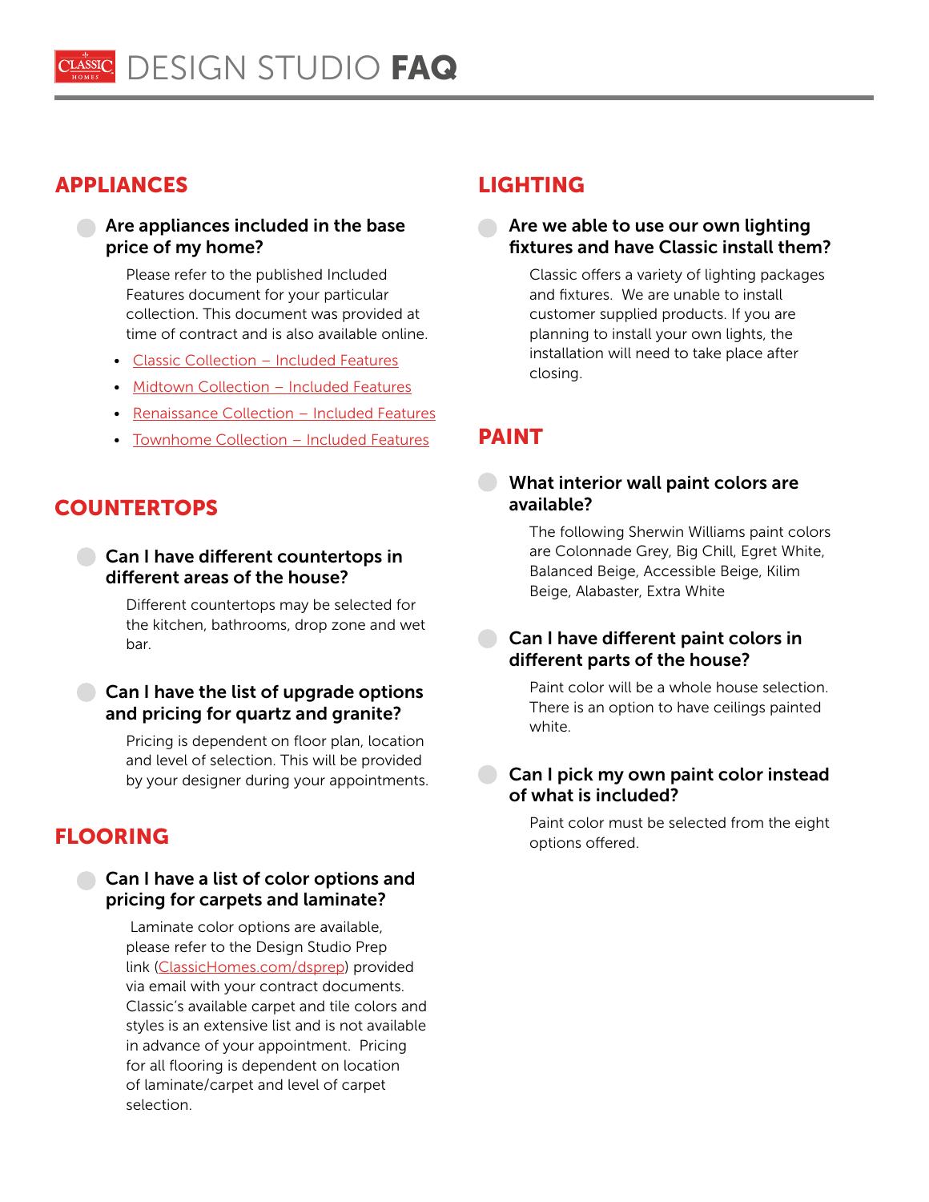# DESIGN STUDIO **FAQ**

## APPLIANCES

### Are appliances included in the base price of my home?

Please refer to the published Included Features document for your particular collection. This document was provided at time of contract and is also available online.

- Classic Collection – Included Features
- Midtown Collection – Included Features
- Renaissance Collection – Included Features
- Townhome Collection – Included Features

## COUNTERTOPS

### Can I have different countertops in different areas of the house?

Different countertops may be selected for the kitchen, bathrooms, drop zone and wet bar.

### Can I have the list of upgrade options and pricing for quartz and granite?

Pricing is dependent on floor plan, location and level of selection. This will be provided by your designer during your appointments.

## FLOORING

### Can I have a list of color options and pricing for carpets and laminate?

Laminate color options are available, please refer to the Design Studio Prep link (ClassicHomes.com/dsprep) provided via email with your contract documents. Classic's available carpet and tile colors and styles is an extensive list and is not available in advance of your appointment. Pricing for all flooring is dependent on location of laminate/carpet and level of carpet selection.

## LIGHTING

### Are we able to use our own lighting fixtures and have Classic install them?

Classic offers a variety of lighting packages and fixtures. We are unable to install customer supplied products. If you are planning to install your own lights, the installation will need to take place after closing.

## PAINT

### What interior wall paint colors are available?

The following Sherwin Williams paint colors are Colonnade Grey, Big Chill, Egret White, Balanced Beige, Accessible Beige, Kilim Beige, Alabaster, Extra White

### Can I have different paint colors in different parts of the house?

Paint color will be a whole house selection. There is an option to have ceilings painted white.

### Can I pick my own paint color instead of what is included?

Paint color must be selected from the eight options offered.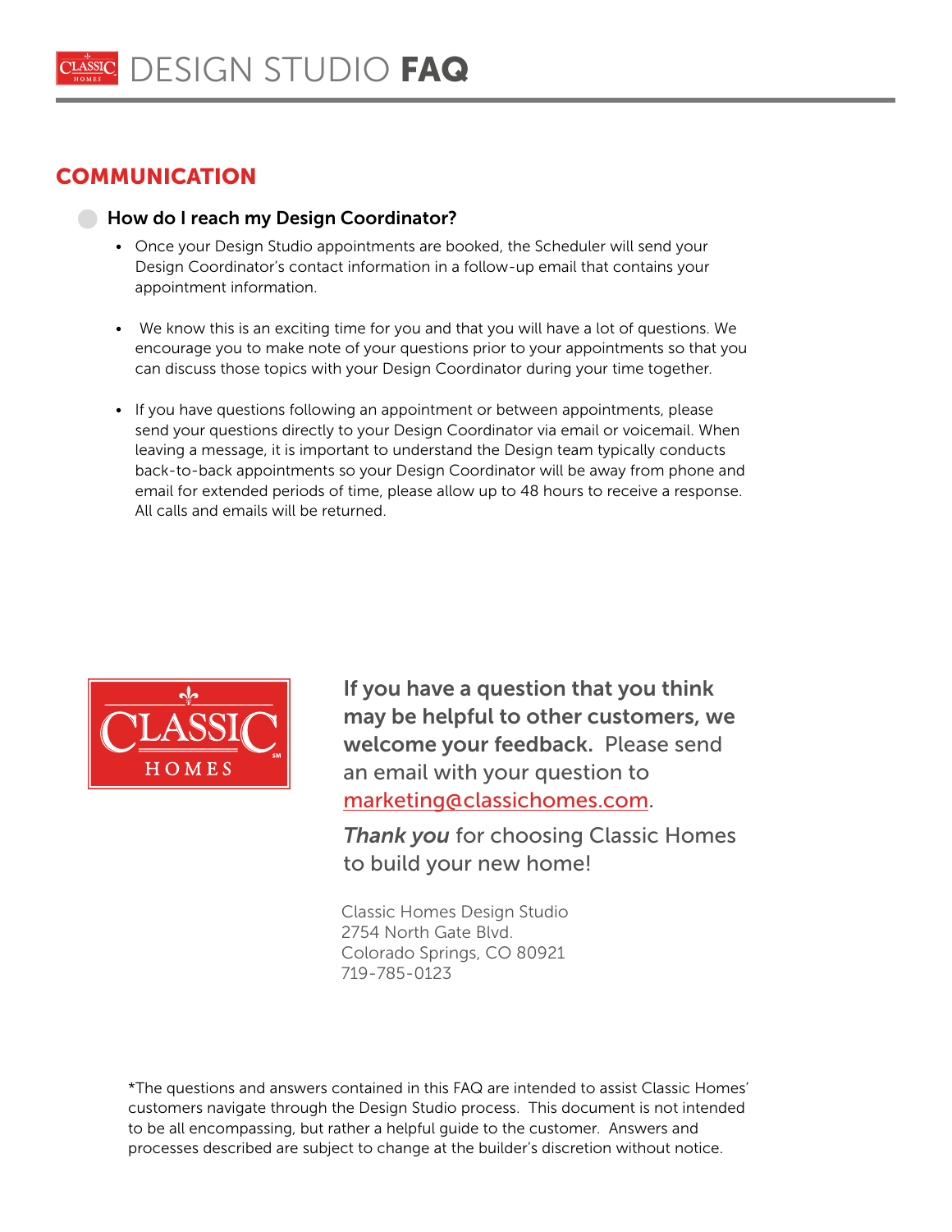## COMMUNICATION

### How do I reach my Design Coordinator?

- Once your Design Studio appointments are booked, the Scheduler will send your Design Coordinator's contact information in a follow-up email that contains your appointment information.

- We know this is an exciting time for you and that you will have a lot of questions. We encourage you to make note of your questions prior to your appointments so that you can discuss those topics with your Design Coordinator during your time together.

- If you have questions following an appointment or between appointments, please send your questions directly to your Design Coordinator via email or voicemail. When leaving a message, it is important to understand the Design team typically conducts back-to-back appointments so your Design Coordinator will be away from phone and email for extended periods of time, please allow up to 48 hours to receive a response. All calls and emails will be returned.

**If you have a question that you think may be helpful to other customers, we welcome your feedback.** Please send an email with your question to marketing@classichomes.com.

***Thank you*** for choosing Classic Homes to build your new home!

Classic Homes Design Studio
2754 North Gate Blvd.
Colorado Springs, CO 80921
719-785-0123

*The questions and answers contained in this FAQ are intended to assist Classic Homes' customers navigate through the Design Studio process. This document is not intended to be all encompassing, but rather a helpful guide to the customer. Answers and processes described are subject to change at the builder's discretion without notice.